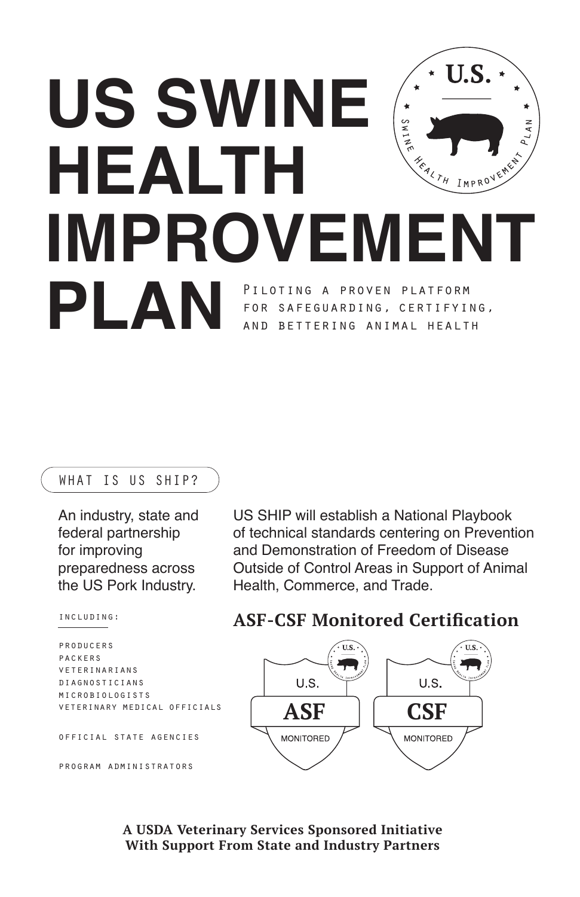# US SWINE HEALTH IMPROVEMENT PLAN

Piloting a proven platform for safeguarding, certifying, and bettering animal health

## WHAT IS US SHIP?

An industry, state and federal partnership for improving preparedness across the US Pork Industry.

INCLUDING:

- PRODUCERS
- PACKERS
- VETERINARIANS
- DIAGNOSTICIANS
- MICROBIOLOGISTS
- VETERINARY MEDICAL OFFICIALS
- OFFICIAL STATE AGENCIES
- PROGRAM ADMINISTRATORS

US SHIP will establish a National Playbook of technical standards centering on Prevention and Demonstration of Freedom of Disease Outside of Control Areas in Support of Animal Health, Commerce, and Trade.

### ASF-CSF Monitored Certification

U.S. ASF MONITORED

U.S. CSF MONITORED

**A USDA Veterinary Services Sponsored Initiative With Support From State and Industry Partners**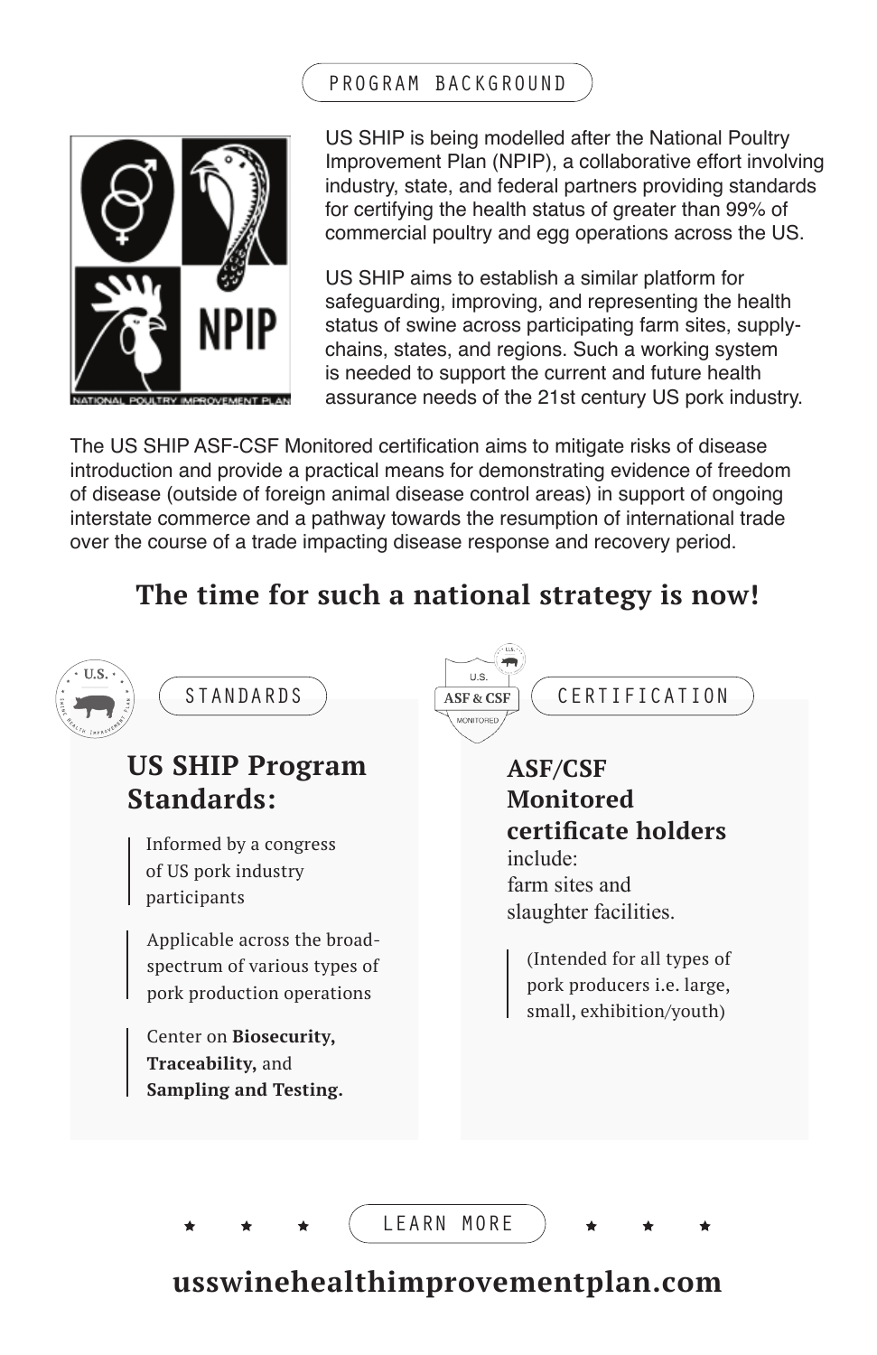## PROGRAM BACKGROUND

US SHIP is being modelled after the National Poultry Improvement Plan (NPIP), a collaborative effort involving industry, state, and federal partners providing standards for certifying the health status of greater than 99% of commercial poultry and egg operations across the US.

US SHIP aims to establish a similar platform for safeguarding, improving, and representing the health status of swine across participating farm sites, supply-chains, states, and regions. Such a working system is needed to support the current and future health assurance needs of the 21st century US pork industry.

The US SHIP ASF-CSF Monitored certification aims to mitigate risks of disease introduction and provide a practical means for demonstrating evidence of freedom of disease (outside of foreign animal disease control areas) in support of ongoing interstate commerce and a pathway towards the resumption of international trade over the course of a trade impacting disease response and recovery period.

## The time for such a national strategy is now!

### STANDARDS

**US SHIP Program Standards:**

- Informed by a congress of US pork industry participants
- Applicable across the broad-spectrum of various types of pork production operations
- Center on **Biosecurity, Traceability,** and **Sampling and Testing.**

### CERTIFICATION

**ASF/CSF Monitored certificate holders** include: farm sites and slaughter facilities.

(Intended for all types of pork producers i.e. large, small, exhibition/youth)

### LEARN MORE

**usswinehealthimprovementplan.com**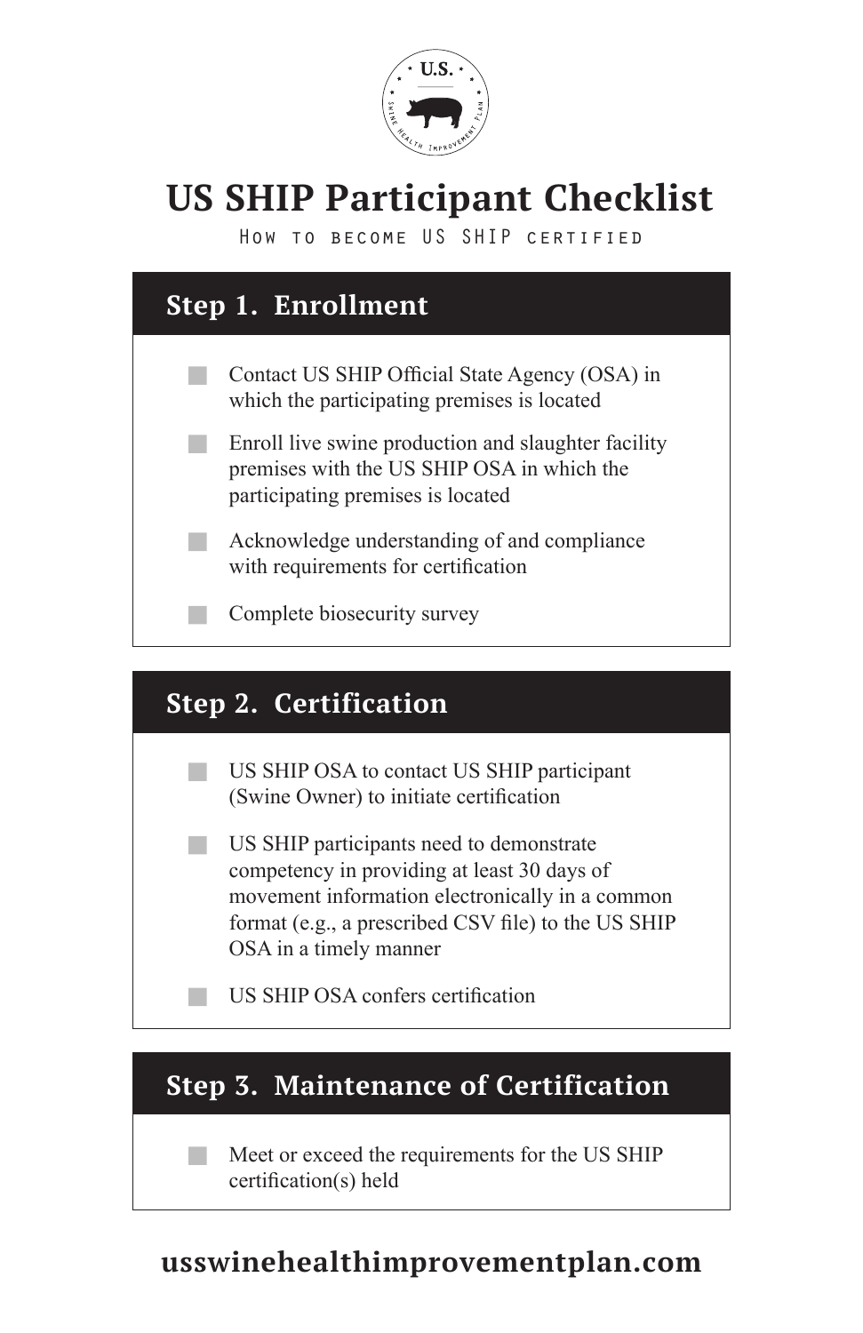# US SHIP Participant Checklist

How to become US SHIP certified

## Step 1. Enrollment

- Contact US SHIP Official State Agency (OSA) in which the participating premises is located
- Enroll live swine production and slaughter facility premises with the US SHIP OSA in which the participating premises is located
- Acknowledge understanding of and compliance with requirements for certification
- Complete biosecurity survey

## Step 2. Certification

- US SHIP OSA to contact US SHIP participant (Swine Owner) to initiate certification
- US SHIP participants need to demonstrate competency in providing at least 30 days of movement information electronically in a common format (e.g., a prescribed CSV file) to the US SHIP OSA in a timely manner
- US SHIP OSA confers certification

## Step 3. Maintenance of Certification

- Meet or exceed the requirements for the US SHIP certification(s) held

**usswinehealthimprovementplan.com**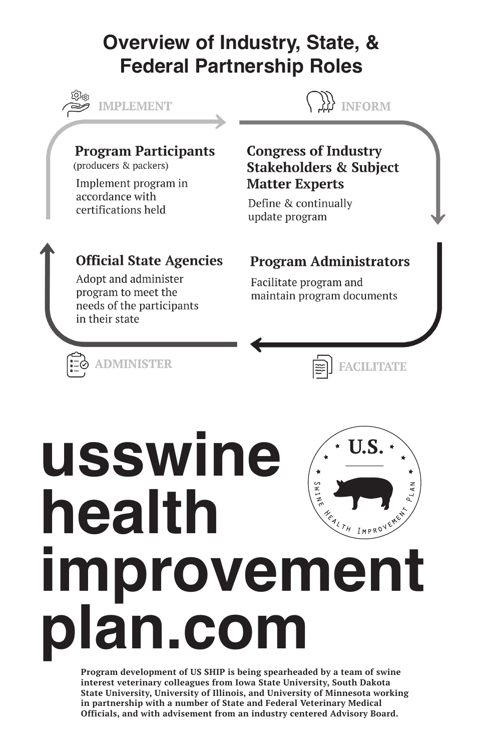# Overview of Industry, State, & Federal Partnership Roles

IMPLEMENT

INFORM

**Program Participants**
(producers & packers)

Implement program in accordance with certifications held

**Congress of Industry Stakeholders & Subject Matter Experts**

Define & continually update program

**Official State Agencies**

Adopt and administer program to meet the needs of the participants in their state

**Program Administrators**

Facilitate program and maintain program documents

ADMINISTER

FACILITATE

# usswinehealthimprovementplan.com

U.S. SWINE HEALTH IMPROVEMENT PLAN

**Program development of US SHIP is being spearheaded by a team of swine interest veterinary colleagues from Iowa State University, South Dakota State University, University of Illinois, and University of Minnesota working in partnership with a number of State and Federal Veterinary Medical Officials, and with advisement from an industry centered Advisory Board.**